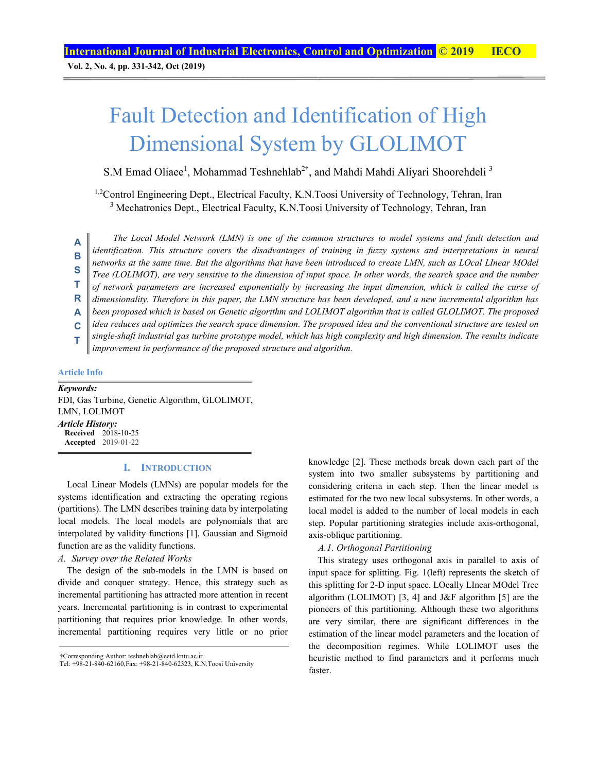# Fault Detection and Identification of High Dimensional System by GLOLIMOT

S.M Emad Oliaee[1], Mohammad Teshnehlab[2†], and Mahdi Mahdi Aliyari Shoorehdeli [3]

[1,2]Control Engineering Dept., Electrical Faculty, K.N.Toosi University of Technology, Tehran, Iran
[3] Mechatronics Dept., Electrical Faculty, K.N.Toosi University of Technology, Tehran, Iran

**ABSTRACT**

*The Local Model Network (LMN) is one of the common structures to model systems and fault detection and identification. This structure covers the disadvantages of training in fuzzy systems and interpretations in neural networks at the same time. But the algorithms that have been introduced to create LMN, such as LOcal LInear MOdel Tree (LOLIMOT), are very sensitive to the dimension of input space. In other words, the search space and the number of network parameters are increased exponentially by increasing the input dimension, which is called the curse of dimensionality. Therefore in this paper, the LMN structure has been developed, and a new incremental algorithm has been proposed which is based on Genetic algorithm and LOLIMOT algorithm that is called GLOLIMOT. The proposed idea reduces and optimizes the search space dimension. The proposed idea and the conventional structure are tested on single-shaft industrial gas turbine prototype model, which has high complexity and high dimension. The results indicate improvement in performance of the proposed structure and algorithm.*

**Article Info**

***Keywords:***
FDI, Gas Turbine, Genetic Algorithm, GLOLIMOT, LMN, LOLIMOT

***Article History:***
**Received** 2018-10-25
**Accepted** 2019-01-22

## I. Introduction

Local Linear Models (LMNs) are popular models for the systems identification and extracting the operating regions (partitions). The LMN describes training data by interpolating local models. The local models are polynomials that are interpolated by validity functions [1]. Gaussian and Sigmoid function are as the validity functions.

### *A. Survey over the Related Works*

The design of the sub-models in the LMN is based on divide and conquer strategy. Hence, this strategy such as incremental partitioning has attracted more attention in recent years. Incremental partitioning is in contrast to experimental partitioning that requires prior knowledge. In other words, incremental partitioning requires very little or no prior knowledge [2]. These methods break down each part of the system into two smaller subsystems by partitioning and considering criteria in each step. Then the linear model is estimated for the two new local subsystems. In other words, a local model is added to the number of local models in each step. Popular partitioning strategies include axis-orthogonal, axis-oblique partitioning.

#### *A.1. Orthogonal Partitioning*

This strategy uses orthogonal axis in parallel to axis of input space for splitting. Fig. 1(left) represents the sketch of this splitting for 2-D input space. LOcally LInear MOdel Tree algorithm (LOLIMOT) [3, 4] and J&F algorithm [5] are the pioneers of this partitioning. Although these two algorithms are very similar, there are significant differences in the estimation of the linear model parameters and the location of the decomposition regimes. While LOLIMOT uses the heuristic method to find parameters and it performs much faster.

†Corresponding Author: teshnehlab@eetd.kntu.ac.ir
Tel: +98-21-840-62160,Fax: +98-21-840-62323, K.N.Toosi University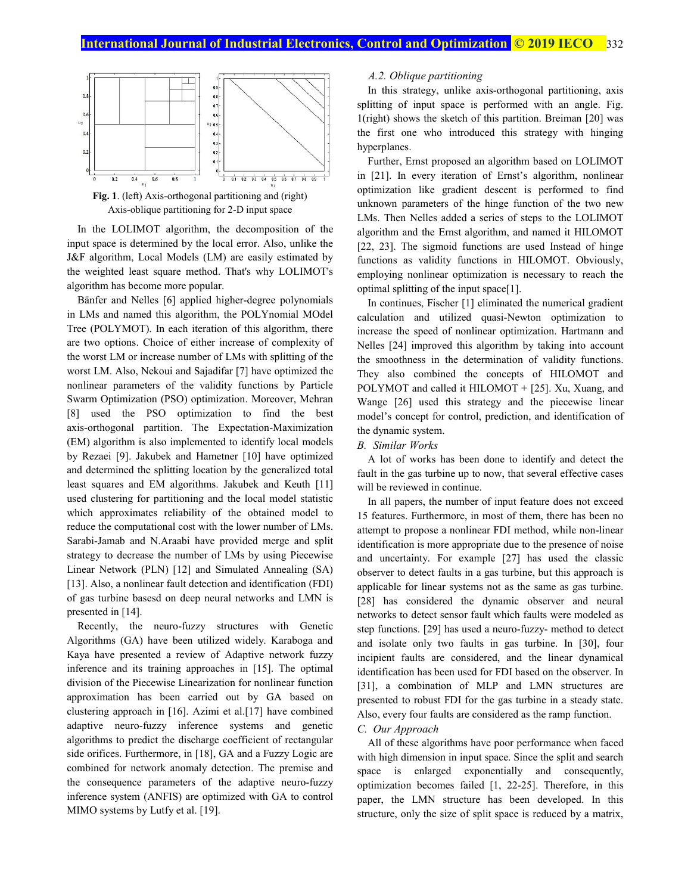**Fig. 1**. (left) Axis-orthogonal partitioning and (right) Axis-oblique partitioning for 2-D input space

In the LOLIMOT algorithm, the decomposition of the input space is determined by the local error. Also, unlike the J&F algorithm, Local Models (LM) are easily estimated by the weighted least square method. That's why LOLIMOT's algorithm has become more popular.

Bänfer and Nelles [6] applied higher-degree polynomials in LMs and named this algorithm, the POLYnomial MOdel Tree (POLYMOT). In each iteration of this algorithm, there are two options. Choice of either increase of complexity of the worst LM or increase number of LMs with splitting of the worst LM. Also, Nekoui and Sajadifar [7] have optimized the nonlinear parameters of the validity functions by Particle Swarm Optimization (PSO) optimization. Moreover, Mehran [8] used the PSO optimization to find the best axis-orthogonal partition. The Expectation-Maximization (EM) algorithm is also implemented to identify local models by Rezaei [9]. Jakubek and Hametner [10] have optimized and determined the splitting location by the generalized total least squares and EM algorithms. Jakubek and Keuth [11] used clustering for partitioning and the local model statistic which approximates reliability of the obtained model to reduce the computational cost with the lower number of LMs. Sarabi-Jamab and N.Araabi have provided merge and split strategy to decrease the number of LMs by using Piecewise Linear Network (PLN) [12] and Simulated Annealing (SA) [13]. Also, a nonlinear fault detection and identification (FDI) of gas turbine basesd on deep neural networks and LMN is presented in [14].

Recently, the neuro-fuzzy structures with Genetic Algorithms (GA) have been utilized widely. Karaboga and Kaya have presented a review of Adaptive network fuzzy inference and its training approaches in [15]. The optimal division of the Piecewise Linearization for nonlinear function approximation has been carried out by GA based on clustering approach in [16]. Azimi et al.[17] have combined adaptive neuro-fuzzy inference systems and genetic algorithms to predict the discharge coefficient of rectangular side orifices. Furthermore, in [18], GA and a Fuzzy Logic are combined for network anomaly detection. The premise and the consequence parameters of the adaptive neuro-fuzzy inference system (ANFIS) are optimized with GA to control MIMO systems by Lutfy et al. [19].

*A.2. Oblique partitioning*

In this strategy, unlike axis-orthogonal partitioning, axis splitting of input space is performed with an angle. Fig. 1(right) shows the sketch of this partition. Breiman [20] was the first one who introduced this strategy with hinging hyperplanes.

Further, Ernst proposed an algorithm based on LOLIMOT in [21]. In every iteration of Ernst's algorithm, nonlinear optimization like gradient descent is performed to find unknown parameters of the hinge function of the two new LMs. Then Nelles added a series of steps to the LOLIMOT algorithm and the Ernst algorithm, and named it HILOMOT [22, 23]. The sigmoid functions are used Instead of hinge functions as validity functions in HILOMOT. Obviously, employing nonlinear optimization is necessary to reach the optimal splitting of the input space[1].

In continues, Fischer [1] eliminated the numerical gradient calculation and utilized quasi-Newton optimization to increase the speed of nonlinear optimization. Hartmann and Nelles [24] improved this algorithm by taking into account the smoothness in the determination of validity functions. They also combined the concepts of HILOMOT and POLYMOT and called it HILOMOT + [25]. Xu, Xuang, and Wange [26] used this strategy and the piecewise linear model's concept for control, prediction, and identification of the dynamic system.

*B. Similar Works*

A lot of works has been done to identify and detect the fault in the gas turbine up to now, that several effective cases will be reviewed in continue.

In all papers, the number of input feature does not exceed 15 features. Furthermore, in most of them, there has been no attempt to propose a nonlinear FDI method, while non-linear identification is more appropriate due to the presence of noise and uncertainty. For example [27] has used the classic observer to detect faults in a gas turbine, but this approach is applicable for linear systems not as the same as gas turbine. [28] has considered the dynamic observer and neural networks to detect sensor fault which faults were modeled as step functions. [29] has used a neuro-fuzzy- method to detect and isolate only two faults in gas turbine. In [30], four incipient faults are considered, and the linear dynamical identification has been used for FDI based on the observer. In [31], a combination of MLP and LMN structures are presented to robust FDI for the gas turbine in a steady state. Also, every four faults are considered as the ramp function.

*C. Our Approach*

All of these algorithms have poor performance when faced with high dimension in input space. Since the split and search space is enlarged exponentially and consequently, optimization becomes failed [1, 22-25]. Therefore, in this paper, the LMN structure has been developed. In this structure, only the size of split space is reduced by a matrix,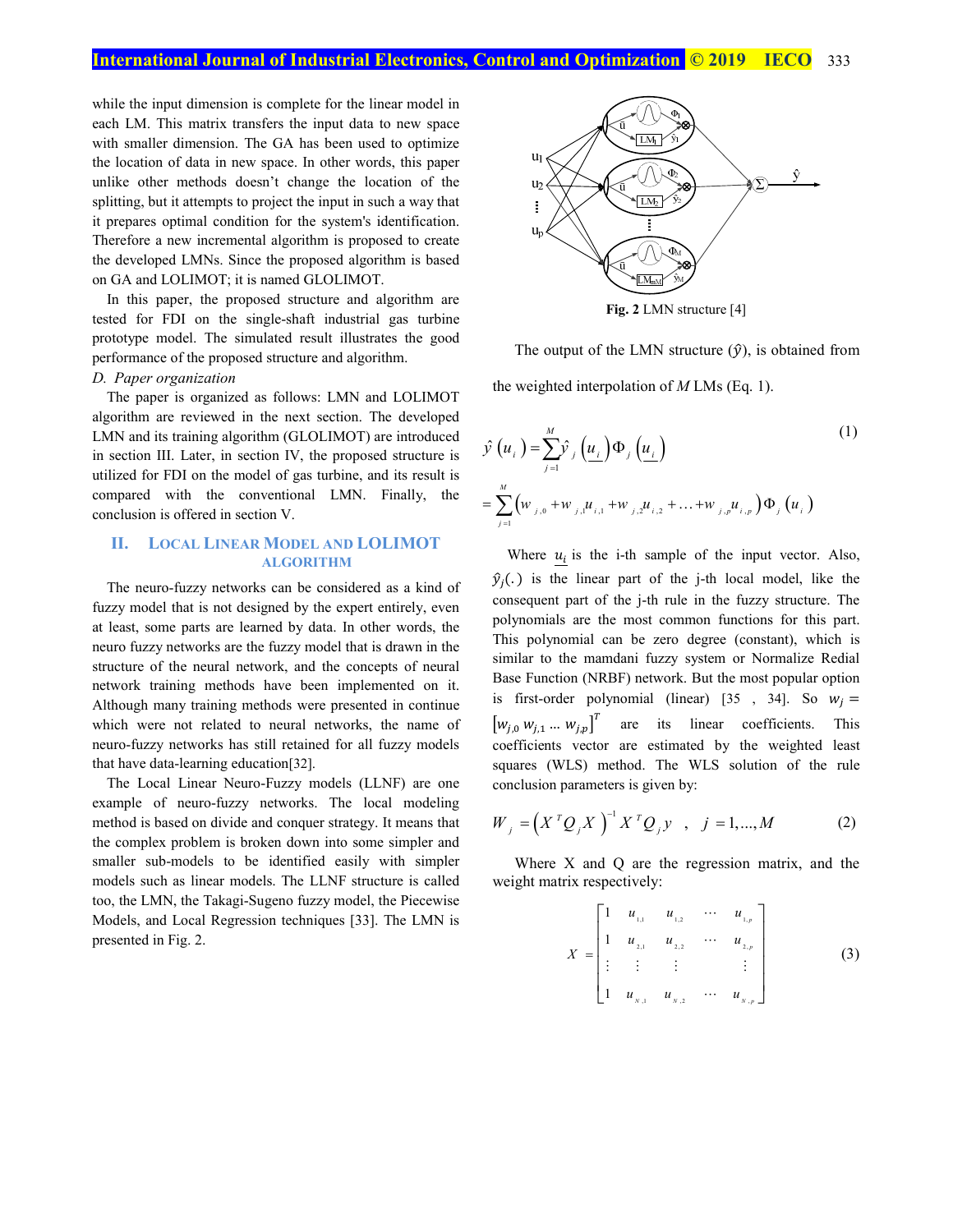while the input dimension is complete for the linear model in each LM. This matrix transfers the input data to new space with smaller dimension. The GA has been used to optimize the location of data in new space. In other words, this paper unlike other methods doesn't change the location of the splitting, but it attempts to project the input in such a way that it prepares optimal condition for the system's identification. Therefore a new incremental algorithm is proposed to create the developed LMNs. Since the proposed algorithm is based on GA and LOLIMOT; it is named GLOLIMOT.

In this paper, the proposed structure and algorithm are tested for FDI on the single-shaft industrial gas turbine prototype model. The simulated result illustrates the good performance of the proposed structure and algorithm.

*D. Paper organization*

The paper is organized as follows: LMN and LOLIMOT algorithm are reviewed in the next section. The developed LMN and its training algorithm (GLOLIMOT) are introduced in section III. Later, in section IV, the proposed structure is utilized for FDI on the model of gas turbine, and its result is compared with the conventional LMN. Finally, the conclusion is offered in section V.

## II. Local Linear Model and LOLIMOT Algorithm

The neuro-fuzzy networks can be considered as a kind of fuzzy model that is not designed by the expert entirely, even at least, some parts are learned by data. In other words, the neuro fuzzy networks are the fuzzy model that is drawn in the structure of the neural network, and the concepts of neural network training methods have been implemented on it. Although many training methods were presented in continue which were not related to neural networks, the name of neuro-fuzzy networks has still retained for all fuzzy models that have data-learning education[32].

The Local Linear Neuro-Fuzzy models (LLNF) are one example of neuro-fuzzy networks. The local modeling method is based on divide and conquer strategy. It means that the complex problem is broken down into some simpler and smaller sub-models to be identified easily with simpler models such as linear models. The LLNF structure is called too, the LMN, the Takagi-Sugeno fuzzy model, the Piecewise Models, and Local Regression techniques [33]. The LMN is presented in Fig. 2.

**Fig. 2** LMN structure [4]

The output of the LMN structure ($\hat{y}$), is obtained from the weighted interpolation of $M$ LMs (Eq. 1).

$$\hat{y}(u_i) = \sum_{j=1}^{M} \hat{y}_j(\underline{u_i})\Phi_j(\underline{u_i}) \tag{1}$$

$$= \sum_{j=1}^{M} \left(w_{j,0} + w_{j,1}u_{i,1} + w_{j,2}u_{i,2} + \ldots + w_{j,p}u_{i,p}\right)\Phi_j(u_i)$$

Where $\underline{u_i}$ is the i-th sample of the input vector. Also, $\hat{y}_j(.)$ is the linear part of the j-th local model, like the consequent part of the j-th rule in the fuzzy structure. The polynomials are the most common functions for this part. This polynomial can be zero degree (constant), which is similar to the mamdani fuzzy system or Normalize Redial Base Function (NRBF) network. But the most popular option is first-order polynomial (linear) [35 , 34]. So $w_j = [w_{j,0}\, w_{j,1} \ldots w_{j,p}]^T$ are its linear coefficients. This coefficients vector are estimated by the weighted least squares (WLS) method. The WLS solution of the rule conclusion parameters is given by:

$$W_j = \left(X^T Q_j X\right)^{-1} X^T Q_j y \quad , \quad j = 1,\ldots,M \tag{2}$$

Where X and Q are the regression matrix, and the weight matrix respectively:

$$X = \begin{bmatrix} 1 & u_{1,1} & u_{1,2} & \cdots & u_{1,p} \\ 1 & u_{2,1} & u_{2,2} & \cdots & u_{2,p} \\ \vdots & \vdots & \vdots & & \vdots \\ 1 & u_{N,1} & u_{N,2} & \cdots & u_{N,p} \end{bmatrix} \tag{3}$$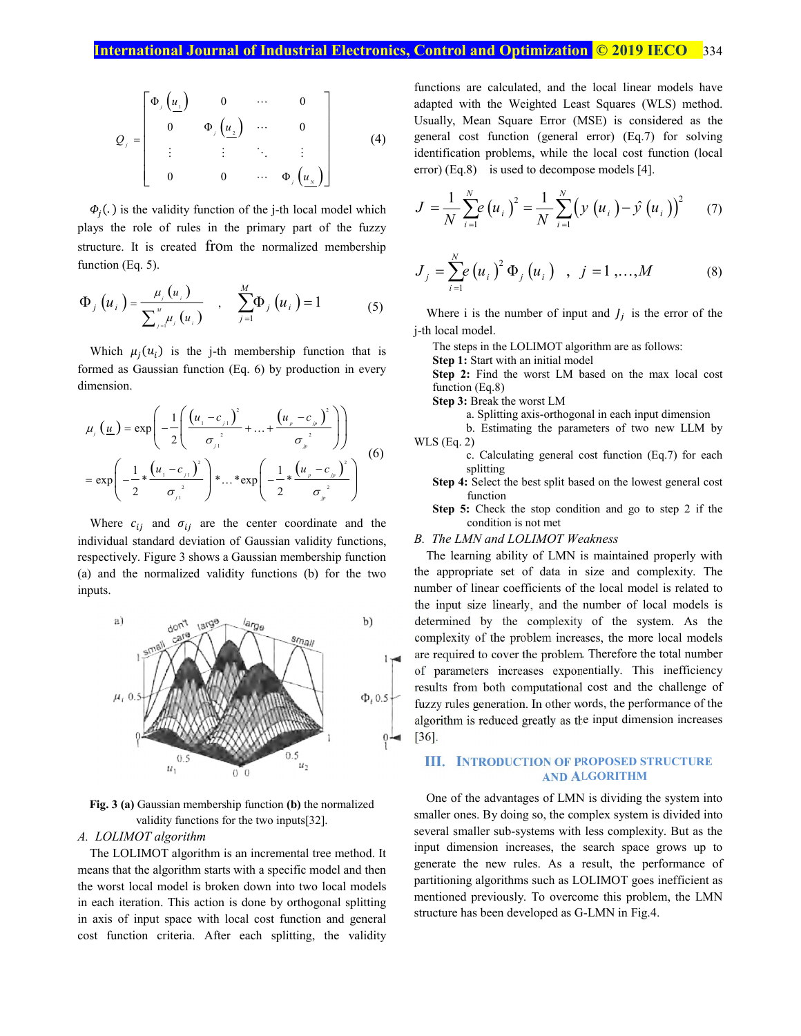$$Q_j = \begin{bmatrix} \Phi_j(u_1) & 0 & \cdots & 0 \\ 0 & \Phi_j(u_2) & \cdots & 0 \\ \vdots & \vdots & \ddots & \vdots \\ 0 & 0 & \cdots & \Phi_j(u_N) \end{bmatrix} \quad (4)$$

$\Phi_j(.)$ is the validity function of the j-th local model which plays the role of rules in the primary part of the fuzzy structure. It is created from the normalized membership function (Eq. 5).

$$\Phi_j(u_i) = \frac{\mu_j(u_i)}{\sum_{j=1}^{M} \mu_j(u_i)} \quad , \quad \sum_{j=1}^{M} \Phi_j(u_i) = 1 \quad (5)$$

Which $\mu_j(u_i)$ is the j-th membership function that is formed as Gaussian function (Eq. 6) by production in every dimension.

$$\begin{aligned} \mu_j(\underline{u}) &= \exp\left(-\frac{1}{2}\left(\frac{(u_1 - c_{j1})^2}{\sigma_{j1}^2} + \ldots + \frac{(u_p - c_{jp})^2}{\sigma_{jp}^2}\right)\right) \\ &= \exp\left(-\frac{1}{2} * \frac{(u_1 - c_{j1})^2}{\sigma_{j1}^2}\right) * \ldots * \exp\left(-\frac{1}{2} * \frac{(u_p - c_{jp})^2}{\sigma_{jp}^2}\right) \end{aligned} \quad (6)$$

Where $c_{ij}$ and $\sigma_{ij}$ are the center coordinate and the individual standard deviation of Gaussian validity functions, respectively. Figure 3 shows a Gaussian membership function (a) and the normalized validity functions (b) for the two inputs.

**Fig. 3 (a)** Gaussian membership function **(b)** the normalized validity functions for the two inputs[32].

### A. LOLIMOT algorithm

The LOLIMOT algorithm is an incremental tree method. It means that the algorithm starts with a specific model and then the worst local model is broken down into two local models in each iteration. This action is done by orthogonal splitting in axis of input space with local cost function and general cost function criteria. After each splitting, the validity functions are calculated, and the local linear models have adapted with the Weighted Least Squares (WLS) method. Usually, Mean Square Error (MSE) is considered as the general cost function (general error) (Eq.7) for solving identification problems, while the local cost function (local error) (Eq.8) is used to decompose models [4].

$$J = \frac{1}{N}\sum_{i=1}^{N} e(u_i)^2 = \frac{1}{N}\sum_{i=1}^{N}\left(y(u_i) - \hat{y}(u_i)\right)^2 \quad (7)$$

$$J_j = \sum_{i=1}^{N} e(u_i)^2 \, \Phi_j(u_i) \quad , \quad j = 1, \ldots, M \quad (8)$$

Where i is the number of input and $J_j$ is the error of the j-th local model.

The steps in the LOLIMOT algorithm are as follows:

**Step 1:** Start with an initial model

**Step 2:** Find the worst LM based on the max local cost function (Eq.8)

**Step 3:** Break the worst LM

a. Splitting axis-orthogonal in each input dimension

b. Estimating the parameters of two new LLM by WLS (Eq. 2)

c. Calculating general cost function (Eq.7) for each splitting

**Step 4:** Select the best split based on the lowest general cost function

**Step 5:** Check the stop condition and go to step 2 if the condition is not met

### B. The LMN and LOLIMOT Weakness

The learning ability of LMN is maintained properly with the appropriate set of data in size and complexity. The number of linear coefficients of the local model is related to the input size linearly, and the number of local models is determined by the complexity of the system. As the complexity of the problem increases, the more local models are required to cover the problem. Therefore the total number of parameters increases exponentially. This inefficiency results from both computational cost and the challenge of fuzzy rules generation. In other words, the performance of the algorithm is reduced greatly as the input dimension increases [36].

## III. Introduction of Proposed Structure and Algorithm

One of the advantages of LMN is dividing the system into smaller ones. By doing so, the complex system is divided into several smaller sub-systems with less complexity. But as the input dimension increases, the search space grows up to generate the new rules. As a result, the performance of partitioning algorithms such as LOLIMOT goes inefficient as mentioned previously. To overcome this problem, the LMN structure has been developed as G-LMN in Fig.4.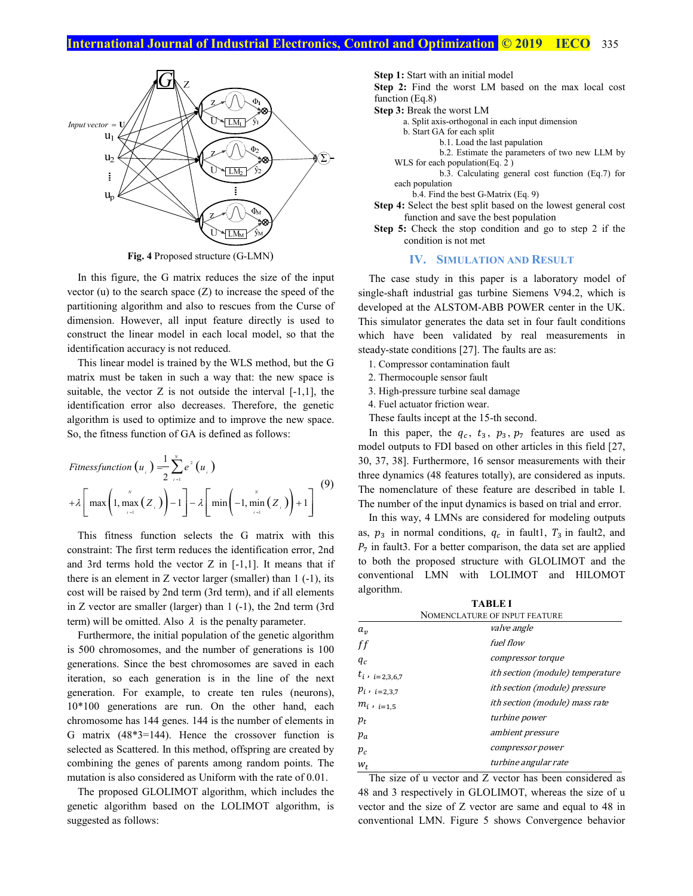Fig. 4 Proposed structure (G-LMN)

In this figure, the G matrix reduces the size of the input vector (u) to the search space (Z) to increase the speed of the partitioning algorithm and also to rescues from the Curse of dimension. However, all input feature directly is used to construct the linear model in each local model, so that the identification accuracy is not reduced.

This linear model is trained by the WLS method, but the G matrix must be taken in such a way that: the new space is suitable, the vector Z is not outside the interval [-1,1], the identification error also decreases. Therefore, the genetic algorithm is used to optimize and to improve the new space. So, the fitness function of GA is defined as follows:

$$\begin{aligned} Fitness function\left(u_i\right) &= \frac{1}{2}\sum_{i=1}^{N} e^2\left(u_i\right) \\ &+\lambda\left[\max\left(1,\max_{i=1}^{N}\left(Z_i\right)\right)-1\right]-\lambda\left[\min\left(-1,\min_{i=1}^{N}\left(Z_i\right)\right)+1\right] \end{aligned} \tag{9}$$

This fitness function selects the G matrix with this constraint: The first term reduces the identification error, 2nd and 3rd terms hold the vector Z in [-1,1]. It means that if there is an element in Z vector larger (smaller) than 1 (-1), its cost will be raised by 2nd term (3rd term), and if all elements in Z vector are smaller (larger) than 1 (-1), the 2nd term (3rd term) will be omitted. Also $\lambda$ is the penalty parameter.

Furthermore, the initial population of the genetic algorithm is 500 chromosomes, and the number of generations is 100 generations. Since the best chromosomes are saved in each iteration, so each generation is in the line of the next generation. For example, to create ten rules (neurons), 10*100 generations are run. On the other hand, each chromosome has 144 genes. 144 is the number of elements in G matrix (48*3=144). Hence the crossover function is selected as Scattered. In this method, offspring are created by combining the genes of parents among random points. The mutation is also considered as Uniform with the rate of 0.01.

The proposed GLOLIMOT algorithm, which includes the genetic algorithm based on the LOLIMOT algorithm, is suggested as follows:

**Step 1:** Start with an initial model

**Step 2:** Find the worst LM based on the max local cost function (Eq.8)

**Step 3:** Break the worst LM

- a. Split axis-orthogonal in each input dimension
- b. Start GA for each split
  - b.1. Load the last papulation
  - b.2. Estimate the parameters of two new LLM by WLS for each population(Eq. 2 )
  - b.3. Calculating general cost function (Eq.7) for each population
  - b.4. Find the best G-Matrix (Eq. 9)

**Step 4:** Select the best split based on the lowest general cost function and save the best population

**Step 5:** Check the stop condition and go to step 2 if the condition is not met

## IV. Simulation and Result

The case study in this paper is a laboratory model of single-shaft industrial gas turbine Siemens V94.2, which is developed at the ALSTOM-ABB POWER center in the UK. This simulator generates the data set in four fault conditions which have been validated by real measurements in steady-state conditions [27]. The faults are as:

1. Compressor contamination fault
2. Thermocouple sensor fault
3. High-pressure turbine seal damage
4. Fuel actuator friction wear.

These faults incept at the 15-th second.

In this paper, the $q_c$, $t_3$, $p_3$, $p_7$ features are used as model outputs to FDI based on other articles in this field [27, 30, 37, 38]. Furthermore, 16 sensor measurements with their three dynamics (48 features totally), are considered as inputs. The nomenclature of these feature are described in table I. The number of the input dynamics is based on trial and error.

In this way, 4 LMNs are considered for modeling outputs as, $p_3$ in normal conditions, $q_c$ in fault1, $T_3$ in fault2, and $P_7$ in fault3. For a better comparison, the data set are applied to both the proposed structure with GLOLIMOT and the conventional LMN with LOLIMOT and HILOMOT algorithm.

TABLE I
NOMENCLATURE OF INPUT FEATURE

| | |
|---|---|
| $a_v$ | *valve angle* |
| $ff$ | *fuel flow* |
| $q_c$ | *compressor torque* |
| $t_i$ , $_{i=2,3,6,7}$ | *ith section (module) temperature* |
| $p_i$ , $_{i=2,3,7}$ | *ith section (module) pressure* |
| $m_i$ , $_{i=1,5}$ | *ith section (module) mass rate* |
| $p_t$ | *turbine power* |
| $p_a$ | *ambient pressure* |
| $p_c$ | *compressor power* |
| $w_t$ | *turbine angular rate* |

The size of u vector and Z vector has been considered as 48 and 3 respectively in GLOLIMOT, whereas the size of u vector and the size of Z vector are same and equal to 48 in conventional LMN. Figure 5 shows Convergence behavior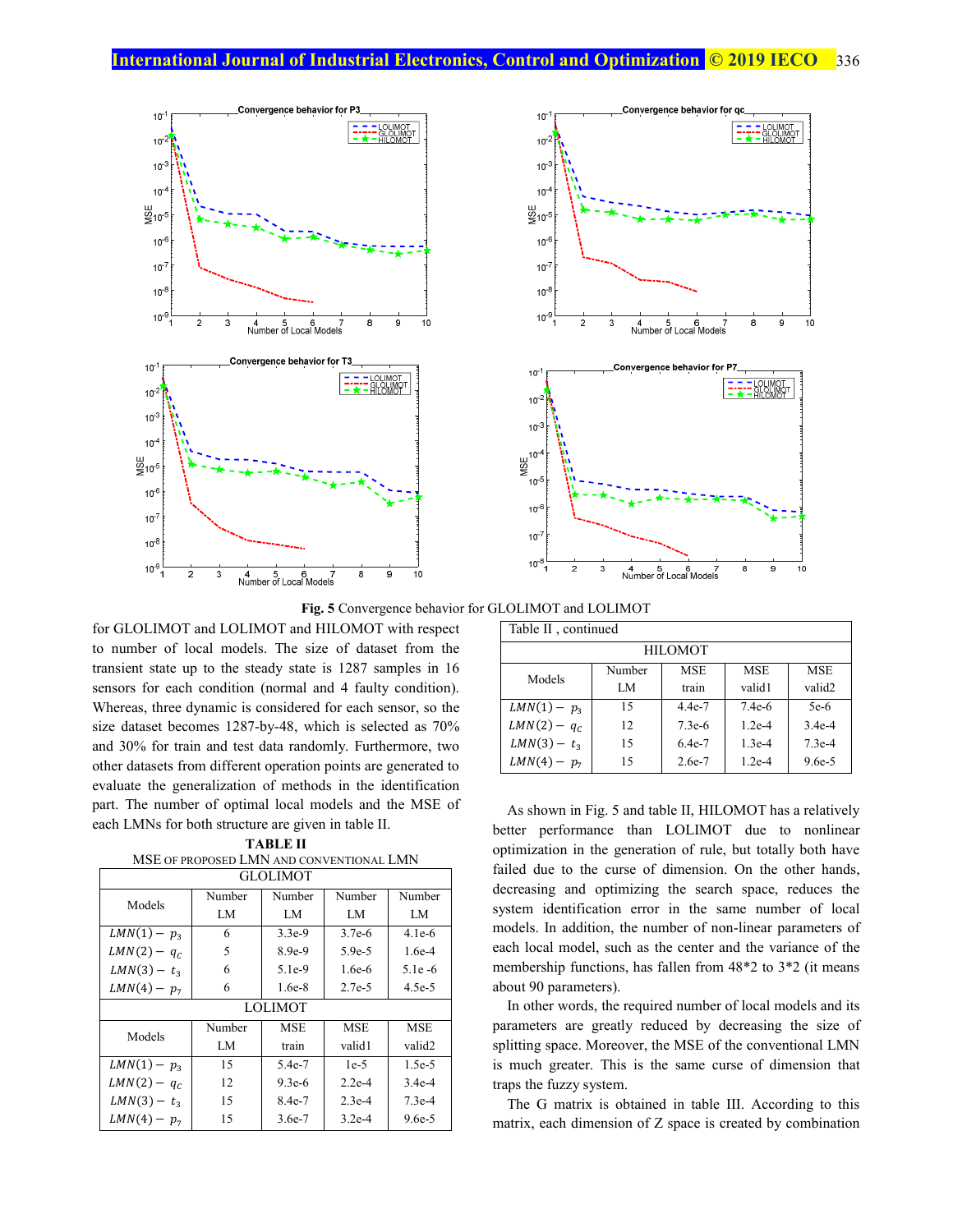**Fig. 5** Convergence behavior for GLOLIMOT and LOLIMOT

for GLOLIMOT and LOLIMOT and HILOMOT with respect to number of local models. The size of dataset from the transient state up to the steady state is 1287 samples in 16 sensors for each condition (normal and 4 faulty condition). Whereas, three dynamic is considered for each sensor, so the size dataset becomes 1287-by-48, which is selected as 70% and 30% for train and test data randomly. Furthermore, two other datasets from different operation points are generated to evaluate the generalization of methods in the identification part. The number of optimal local models and the MSE of each LMNs for both structure are given in table II.

**TABLE II**

MSE OF PROPOSED LMN AND CONVENTIONAL LMN

| Models | Number LM | Number LM | Number LM | Number LM |
|---|---|---|---|---|
| **GLOLIMOT** | | | | |
| $LMN(1) - p_3$ | 6 | 3.3e-9 | 3.7e-6 | 4.1e-6 |
| $LMN(2) - q_C$ | 5 | 8.9e-9 | 5.9e-5 | 1.6e-4 |
| $LMN(3) - t_3$ | 6 | 5.1e-9 | 1.6e-6 | 5.1e -6 |
| $LMN(4) - p_7$ | 6 | 1.6e-8 | 2.7e-5 | 4.5e-5 |
| **LOLIMOT** | | | | |
| Models | Number LM | MSE train | MSE valid1 | MSE valid2 |
| $LMN(1) - p_3$ | 15 | 5.4e-7 | 1e-5 | 1.5e-5 |
| $LMN(2) - q_C$ | 12 | 9.3e-6 | 2.2e-4 | 3.4e-4 |
| $LMN(3) - t_3$ | 15 | 8.4e-7 | 2.3e-4 | 7.3e-4 |
| $LMN(4) - p_7$ | 15 | 3.6e-7 | 3.2e-4 | 9.6e-5 |

Table II , continued

| Models | Number LM | MSE train | MSE valid1 | MSE valid2 |
|---|---|---|---|---|
| **HILOMOT** | | | | |
| $LMN(1) - p_3$ | 15 | 4.4e-7 | 7.4e-6 | 5e-6 |
| $LMN(2) - q_C$ | 12 | 7.3e-6 | 1.2e-4 | 3.4e-4 |
| $LMN(3) - t_3$ | 15 | 6.4e-7 | 1.3e-4 | 7.3e-4 |
| $LMN(4) - p_7$ | 15 | 2.6e-7 | 1.2e-4 | 9.6e-5 |

As shown in Fig. 5 and table II, HILOMOT has a relatively better performance than LOLIMOT due to nonlinear optimization in the generation of rule, but totally both have failed due to the curse of dimension. On the other hands, decreasing and optimizing the search space, reduces the system identification error in the same number of local models. In addition, the number of non-linear parameters of each local model, such as the center and the variance of the membership functions, has fallen from 48*2 to 3*2 (it means about 90 parameters).

In other words, the required number of local models and its parameters are greatly reduced by decreasing the size of splitting space. Moreover, the MSE of the conventional LMN is much greater. This is the same curse of dimension that traps the fuzzy system.

The G matrix is obtained in table III. According to this matrix, each dimension of Z space is created by combination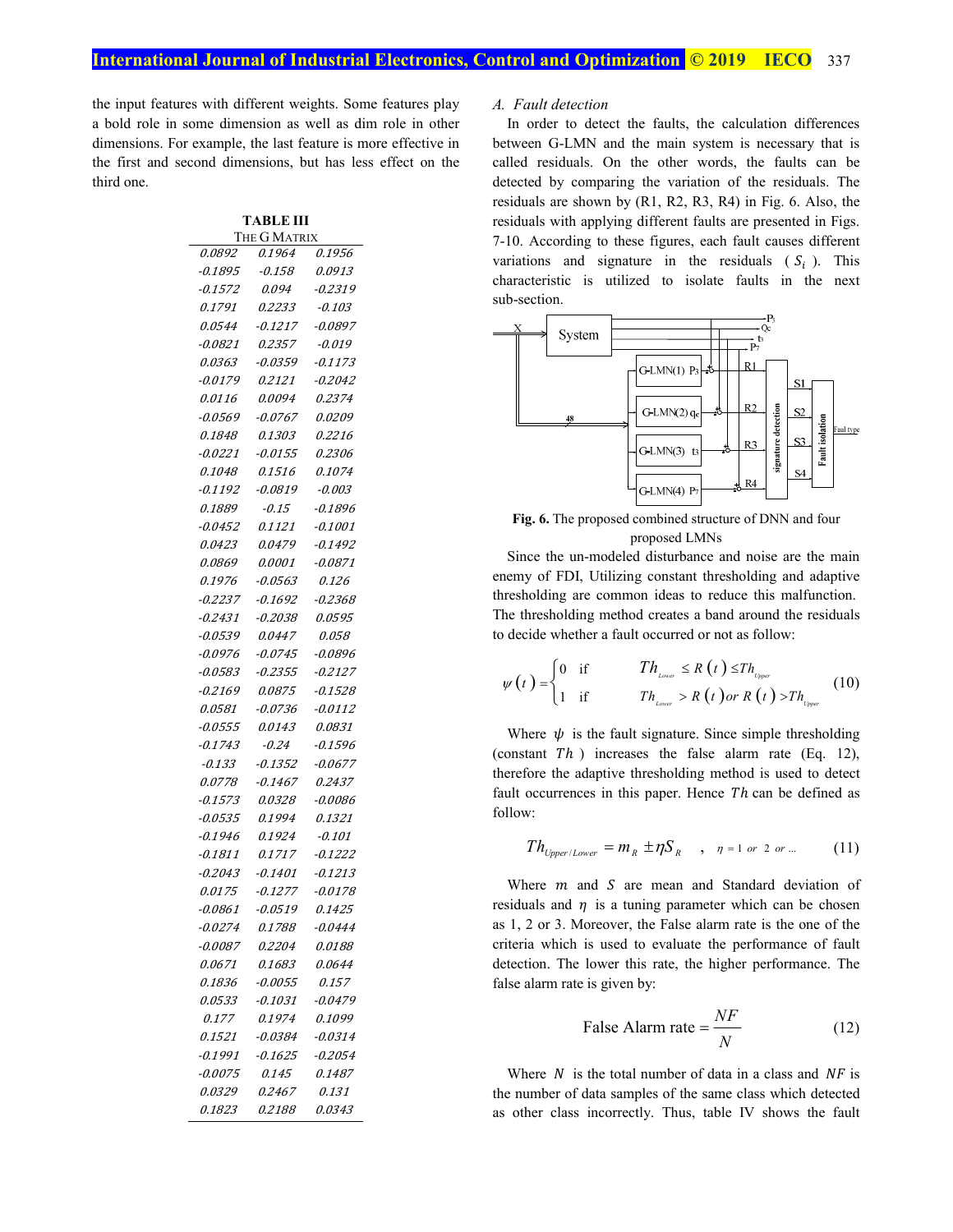the input features with different weights. Some features play a bold role in some dimension as well as dim role in other dimensions. For example, the last feature is more effective in the first and second dimensions, but has less effect on the third one.

**TABLE III**
THE G MATRIX

| | | |
|---|---|---|
| 0.0892 | 0.1964 | 0.1956 |
| -0.1895 | -0.158 | 0.0913 |
| -0.1572 | 0.094 | -0.2319 |
| 0.1791 | 0.2233 | -0.103 |
| 0.0544 | -0.1217 | -0.0897 |
| -0.0821 | 0.2357 | -0.019 |
| 0.0363 | -0.0359 | -0.1173 |
| -0.0179 | 0.2121 | -0.2042 |
| 0.0116 | 0.0094 | 0.2374 |
| -0.0569 | -0.0767 | 0.0209 |
| 0.1848 | 0.1303 | 0.2216 |
| -0.0221 | -0.0155 | 0.2306 |
| 0.1048 | 0.1516 | 0.1074 |
| -0.1192 | -0.0819 | -0.003 |
| 0.1889 | -0.15 | -0.1896 |
| -0.0452 | 0.1121 | -0.1001 |
| 0.0423 | 0.0479 | -0.1492 |
| 0.0869 | 0.0001 | -0.0871 |
| 0.1976 | -0.0563 | 0.126 |
| -0.2237 | -0.1692 | -0.2368 |
| -0.2431 | -0.2038 | 0.0595 |
| -0.0539 | 0.0447 | 0.058 |
| -0.0976 | -0.0745 | -0.0896 |
| -0.0583 | -0.2355 | -0.2127 |
| -0.2169 | 0.0875 | -0.1528 |
| 0.0581 | -0.0736 | -0.0112 |
| -0.0555 | 0.0143 | 0.0831 |
| -0.1743 | -0.24 | -0.1596 |
| -0.133 | -0.1352 | -0.0677 |
| 0.0778 | -0.1467 | 0.2437 |
| -0.1573 | 0.0328 | -0.0086 |
| -0.0535 | 0.1994 | 0.1321 |
| -0.1946 | 0.1924 | -0.101 |
| -0.1811 | 0.1717 | -0.1222 |
| -0.2043 | -0.1401 | -0.1213 |
| 0.0175 | -0.1277 | -0.0178 |
| -0.0861 | -0.0519 | 0.1425 |
| -0.0274 | 0.1788 | -0.0444 |
| -0.0087 | 0.2204 | 0.0188 |
| 0.0671 | 0.1683 | 0.0644 |
| 0.1836 | -0.0055 | 0.157 |
| 0.0533 | -0.1031 | -0.0479 |
| 0.177 | 0.1974 | 0.1099 |
| 0.1521 | -0.0384 | -0.0314 |
| -0.1991 | -0.1625 | -0.2054 |
| -0.0075 | 0.145 | 0.1487 |
| 0.0329 | 0.2467 | 0.131 |
| 0.1823 | 0.2188 | 0.0343 |

### *A. Fault detection*

In order to detect the faults, the calculation differences between G-LMN and the main system is necessary that is called residuals. On the other words, the faults can be detected by comparing the variation of the residuals. The residuals are shown by (R1, R2, R3, R4) in Fig. 6. Also, the residuals with applying different faults are presented in Figs. 7-10. According to these figures, each fault causes different variations and signature in the residuals ( $S_i$ ). This characteristic is utilized to isolate faults in the next sub-section.

**Fig. 6.** The proposed combined structure of DNN and four proposed LMNs

Since the un-modeled disturbance and noise are the main enemy of FDI, Utilizing constant thresholding and adaptive thresholding are common ideas to reduce this malfunction. The thresholding method creates a band around the residuals to decide whether a fault occurred or not as follow:

$$\psi(t)=\begin{cases}0 & \text{if} \quad Th_{Lower} \le R(t) \le Th_{Upper} \\ 1 & \text{if} \quad Th_{Lower} > R(t) \, or \, R(t) > Th_{Upper}\end{cases} \tag{10}$$

Where $\psi$ is the fault signature. Since simple thresholding (constant $Th$ ) increases the false alarm rate (Eq. 12), therefore the adaptive thresholding method is used to detect fault occurrences in this paper. Hence $Th$ can be defined as follow:

$$Th_{Upper/Lower} = m_R \pm \eta S_R \quad , \quad \eta = 1 \; or \; 2 \; or \; ... \tag{11}$$

Where $m$ and $S$ are mean and Standard deviation of residuals and $\eta$ is a tuning parameter which can be chosen as 1, 2 or 3. Moreover, the False alarm rate is the one of the criteria which is used to evaluate the performance of fault detection. The lower this rate, the higher performance. The false alarm rate is given by:

$$\text{False Alarm rate} = \frac{NF}{N} \tag{12}$$

Where $N$ is the total number of data in a class and $NF$ is the number of data samples of the same class which detected as other class incorrectly. Thus, table IV shows the fault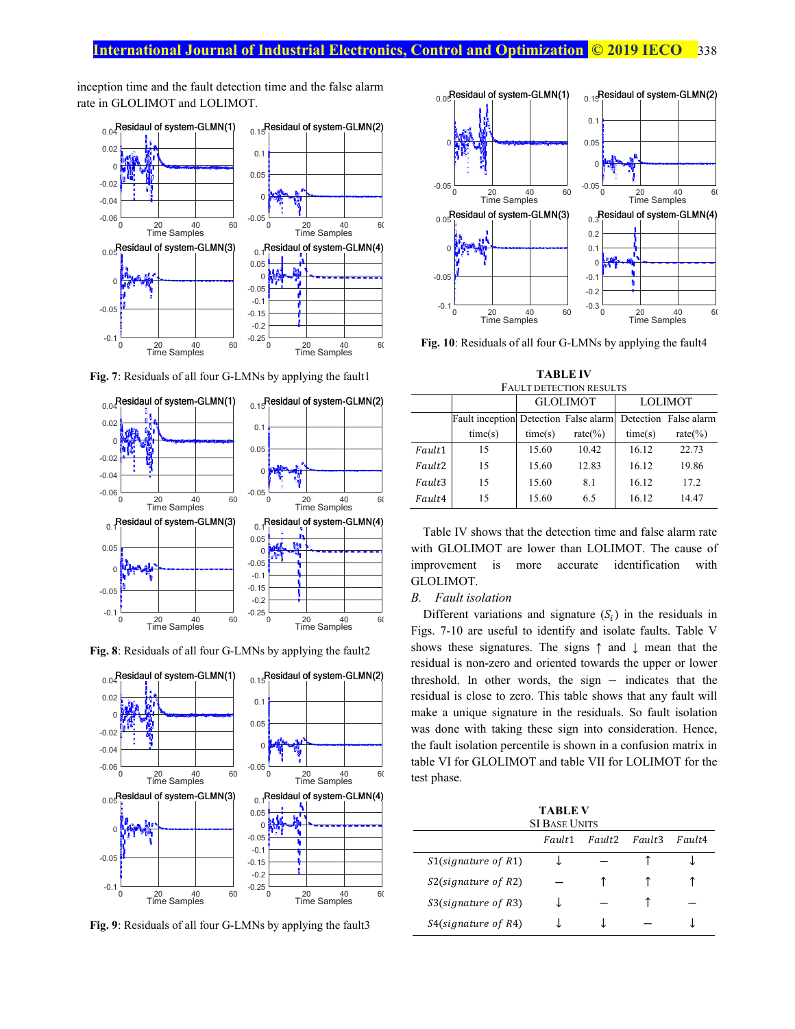inception time and the fault detection time and the false alarm rate in GLOLIMOT and LOLIMOT.

**Fig. 7**: Residuals of all four G-LMNs by applying the fault1

**Fig. 8**: Residuals of all four G-LMNs by applying the fault2

**Fig. 9**: Residuals of all four G-LMNs by applying the fault3

**Fig. 10**: Residuals of all four G-LMNs by applying the fault4

**TABLE IV**
FAULT DETECTION RESULTS

| | | GLOLIMOT | | LOLIMOT | |
|---|---|---|---|---|---|
| | Fault inception time(s) | Detection time(s) | False alarm rate(%) | Detection time(s) | False alarm rate(%) |
| *Fault*1 | 15 | 15.60 | 10.42 | 16.12 | 22.73 |
| *Fault*2 | 15 | 15.60 | 12.83 | 16.12 | 19.86 |
| *Fault*3 | 15 | 15.60 | 8.1 | 16.12 | 17.2 |
| *Fault*4 | 15 | 15.60 | 6.5 | 16.12 | 14.47 |

Table IV shows that the detection time and false alarm rate with GLOLIMOT are lower than LOLIMOT. The cause of improvement is more accurate identification with GLOLIMOT.

### *B. Fault isolation*

Different variations and signature ($S_i$) in the residuals in Figs. 7-10 are useful to identify and isolate faults. Table V shows these signatures. The signs ↑ and ↓ mean that the residual is non-zero and oriented towards the upper or lower threshold. In other words, the sign − indicates that the residual is close to zero. This table shows that any fault will make a unique signature in the residuals. So fault isolation was done with taking these sign into consideration. Hence, the fault isolation percentile is shown in a confusion matrix in table VI for GLOLIMOT and table VII for LOLIMOT for the test phase.

**TABLE V**
SI BASE UNITS

| | *Fault*1 | *Fault*2 | *Fault*3 | *Fault*4 |
|---|---|---|---|---|
| $S1(signature\ of\ R1)$ | ↓ | − | ↑ | ↓ |
| $S2(signature\ of\ R2)$ | − | ↑ | ↑ | ↑ |
| $S3(signature\ of\ R3)$ | ↓ | − | ↑ | − |
| $S4(signature\ of\ R4)$ | ↓ | ↓ | − | ↓ |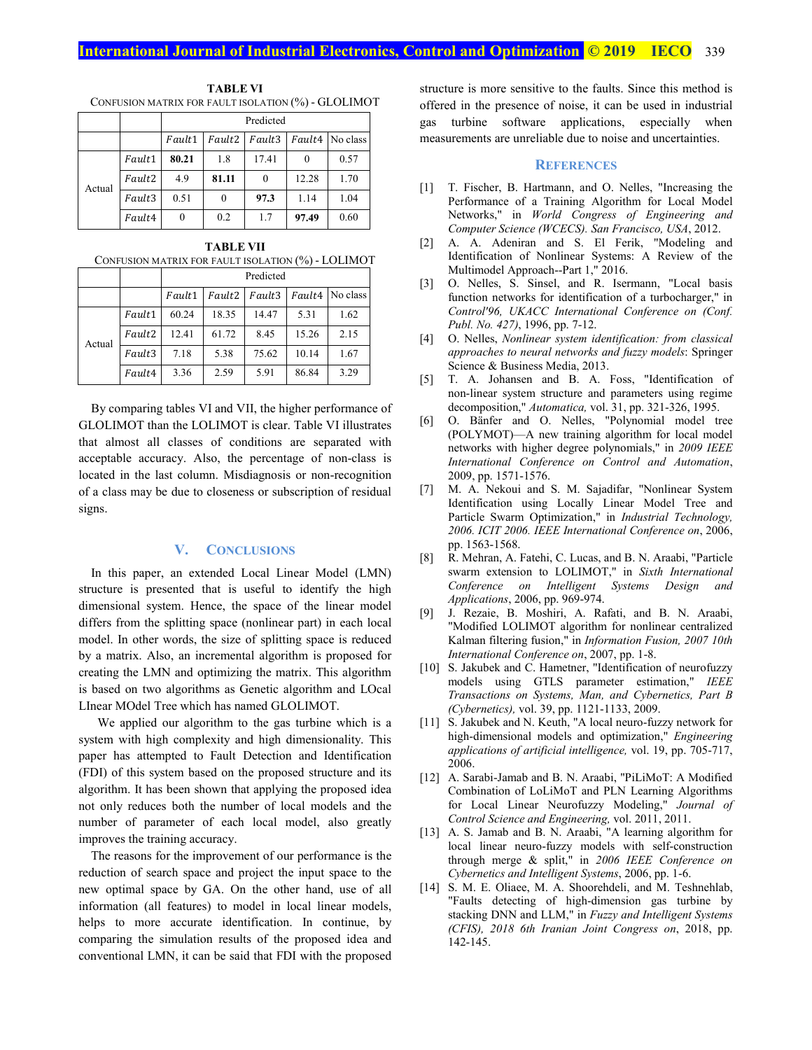**TABLE VI**
CONFUSION MATRIX FOR FAULT ISOLATION (%) - GLOLIMOT

| | | Predicted | | | | |
|---|---|---|---|---|---|---|
| | | *Fault*1 | *Fault*2 | *Fault*3 | *Fault*4 | No class |
| Actual | *Fault*1 | **80.21** | 1.8 | 17.41 | 0 | 0.57 |
| | *Fault*2 | 4.9 | **81.11** | 0 | 12.28 | 1.70 |
| | *Fault*3 | 0.51 | 0 | **97.3** | 1.14 | 1.04 |
| | *Fault*4 | 0 | 0.2 | 1.7 | **97.49** | 0.60 |

**TABLE VII**
CONFUSION MATRIX FOR FAULT ISOLATION (%) - LOLIMOT

| | | Predicted | | | | |
|---|---|---|---|---|---|---|
| | | *Fault*1 | *Fault*2 | *Fault*3 | *Fault*4 | No class |
| Actual | *Fault*1 | 60.24 | 18.35 | 14.47 | 5.31 | 1.62 |
| | *Fault*2 | 12.41 | 61.72 | 8.45 | 15.26 | 2.15 |
| | *Fault*3 | 7.18 | 5.38 | 75.62 | 10.14 | 1.67 |
| | *Fault*4 | 3.36 | 2.59 | 5.91 | 86.84 | 3.29 |

By comparing tables VI and VII, the higher performance of GLOLIMOT than the LOLIMOT is clear. Table VI illustrates that almost all classes of conditions are separated with acceptable accuracy. Also, the percentage of non-class is located in the last column. Misdiagnosis or non-recognition of a class may be due to closeness or subscription of residual signs.

## V. CONCLUSIONS

In this paper, an extended Local Linear Model (LMN) structure is presented that is useful to identify the high dimensional system. Hence, the space of the linear model differs from the splitting space (nonlinear part) in each local model. In other words, the size of splitting space is reduced by a matrix. Also, an incremental algorithm is proposed for creating the LMN and optimizing the matrix. This algorithm is based on two algorithms as Genetic algorithm and LOcal LInear MOdel Tree which has named GLOLIMOT.

We applied our algorithm to the gas turbine which is a system with high complexity and high dimensionality. This paper has attempted to Fault Detection and Identification (FDI) of this system based on the proposed structure and its algorithm. It has been shown that applying the proposed idea not only reduces both the number of local models and the number of parameter of each local model, also greatly improves the training accuracy.

The reasons for the improvement of our performance is the reduction of search space and project the input space to the new optimal space by GA. On the other hand, use of all information (all features) to model in local linear models, helps to more accurate identification. In continue, by comparing the simulation results of the proposed idea and conventional LMN, it can be said that FDI with the proposed structure is more sensitive to the faults. Since this method is offered in the presence of noise, it can be used in industrial gas turbine software applications, especially when measurements are unreliable due to noise and uncertainties.

## REFERENCES

[1] T. Fischer, B. Hartmann, and O. Nelles, "Increasing the Performance of a Training Algorithm for Local Model Networks," in *World Congress of Engineering and Computer Science (WCECS). San Francisco, USA*, 2012.

[2] A. A. Adeniran and S. El Ferik, "Modeling and Identification of Nonlinear Systems: A Review of the Multimodel Approach--Part 1," 2016.

[3] O. Nelles, S. Sinsel, and R. Isermann, "Local basis function networks for identification of a turbocharger," in *Control'96, UKACC International Conference on (Conf. Publ. No. 427)*, 1996, pp. 7-12.

[4] O. Nelles, *Nonlinear system identification: from classical approaches to neural networks and fuzzy models*: Springer Science & Business Media, 2013.

[5] T. A. Johansen and B. A. Foss, "Identification of non-linear system structure and parameters using regime decomposition," *Automatica,* vol. 31, pp. 321-326, 1995.

[6] O. Bänfer and O. Nelles, "Polynomial model tree (POLYMOT)—A new training algorithm for local model networks with higher degree polynomials," in *2009 IEEE International Conference on Control and Automation*, 2009, pp. 1571-1576.

[7] M. A. Nekoui and S. M. Sajadifar, "Nonlinear System Identification using Locally Linear Model Tree and Particle Swarm Optimization," in *Industrial Technology, 2006. ICIT 2006. IEEE International Conference on*, 2006, pp. 1563-1568.

[8] R. Mehran, A. Fatehi, C. Lucas, and B. N. Araabi, "Particle swarm extension to LOLIMOT," in *Sixth International Conference on Intelligent Systems Design and Applications*, 2006, pp. 969-974.

[9] J. Rezaie, B. Moshiri, A. Rafati, and B. N. Araabi, "Modified LOLIMOT algorithm for nonlinear centralized Kalman filtering fusion," in *Information Fusion, 2007 10th International Conference on*, 2007, pp. 1-8.

[10] S. Jakubek and C. Hametner, "Identification of neurofuzzy models using GTLS parameter estimation," *IEEE Transactions on Systems, Man, and Cybernetics, Part B (Cybernetics),* vol. 39, pp. 1121-1133, 2009.

[11] S. Jakubek and N. Keuth, "A local neuro-fuzzy network for high-dimensional models and optimization," *Engineering applications of artificial intelligence,* vol. 19, pp. 705-717, 2006.

[12] A. Sarabi-Jamab and B. N. Araabi, "PiLiMoT: A Modified Combination of LoLiMoT and PLN Learning Algorithms for Local Linear Neurofuzzy Modeling," *Journal of Control Science and Engineering,* vol. 2011, 2011.

[13] A. S. Jamab and B. N. Araabi, "A learning algorithm for local linear neuro-fuzzy models with self-construction through merge & split," in *2006 IEEE Conference on Cybernetics and Intelligent Systems*, 2006, pp. 1-6.

[14] S. M. E. Oliaee, M. A. Shoorehdeli, and M. Teshnehlab, "Faults detecting of high-dimension gas turbine by stacking DNN and LLM," in *Fuzzy and Intelligent Systems (CFIS), 2018 6th Iranian Joint Congress on*, 2018, pp. 142-145.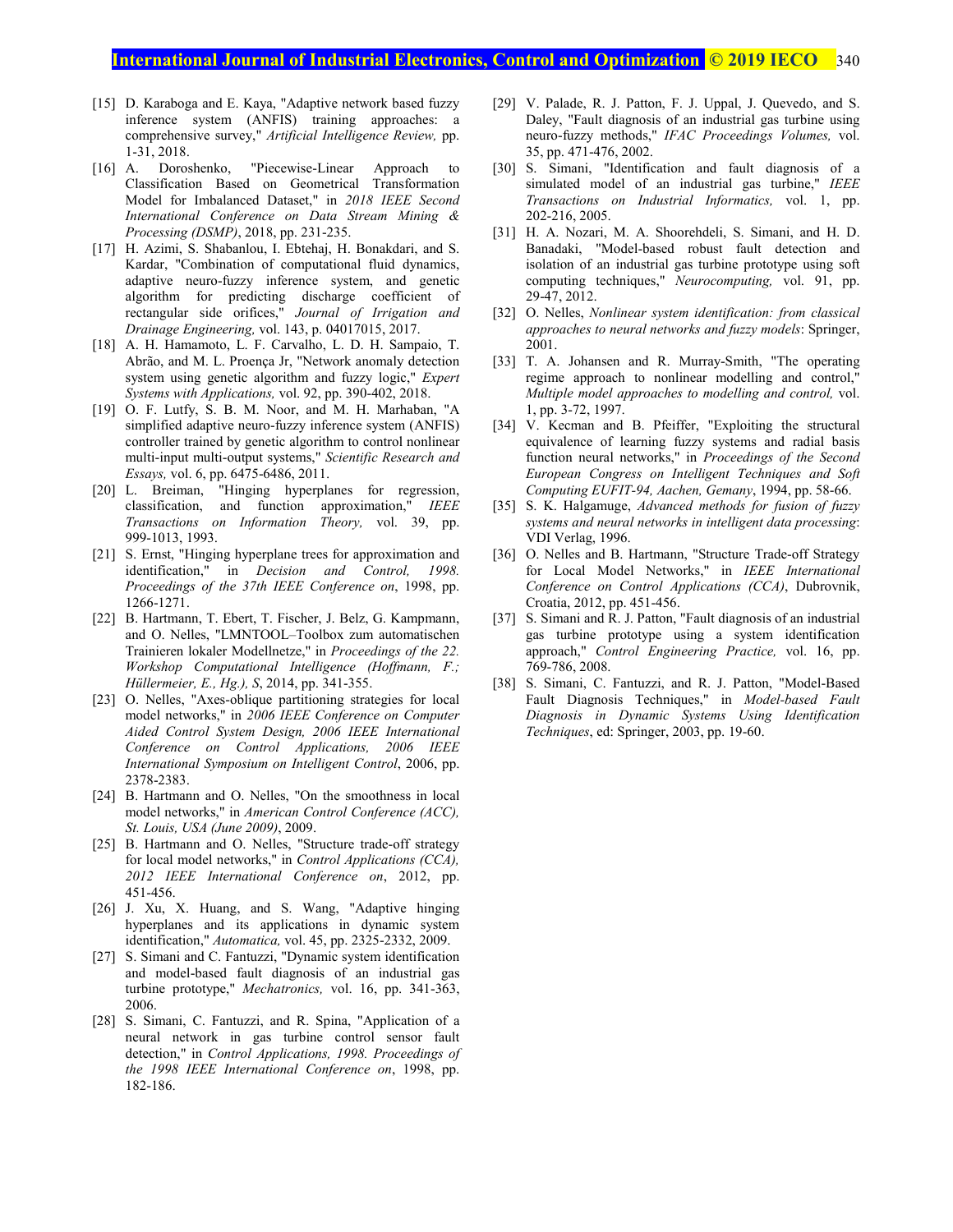[15] D. Karaboga and E. Kaya, "Adaptive network based fuzzy inference system (ANFIS) training approaches: a comprehensive survey," *Artificial Intelligence Review,* pp. 1-31, 2018.

[16] A. Doroshenko, "Piecewise-Linear Approach to Classification Based on Geometrical Transformation Model for Imbalanced Dataset," in *2018 IEEE Second International Conference on Data Stream Mining & Processing (DSMP)*, 2018, pp. 231-235.

[17] H. Azimi, S. Shabanlou, I. Ebtehaj, H. Bonakdari, and S. Kardar, "Combination of computational fluid dynamics, adaptive neuro-fuzzy inference system, and genetic algorithm for predicting discharge coefficient of rectangular side orifices," *Journal of Irrigation and Drainage Engineering,* vol. 143, p. 04017015, 2017.

[18] A. H. Hamamoto, L. F. Carvalho, L. D. H. Sampaio, T. Abrão, and M. L. Proença Jr, "Network anomaly detection system using genetic algorithm and fuzzy logic," *Expert Systems with Applications,* vol. 92, pp. 390-402, 2018.

[19] O. F. Lutfy, S. B. M. Noor, and M. H. Marhaban, "A simplified adaptive neuro-fuzzy inference system (ANFIS) controller trained by genetic algorithm to control nonlinear multi-input multi-output systems," *Scientific Research and Essays,* vol. 6, pp. 6475-6486, 2011.

[20] L. Breiman, "Hinging hyperplanes for regression, classification, and function approximation," *IEEE Transactions on Information Theory,* vol. 39, pp. 999-1013, 1993.

[21] S. Ernst, "Hinging hyperplane trees for approximation and identification," in *Decision and Control, 1998. Proceedings of the 37th IEEE Conference on*, 1998, pp. 1266-1271.

[22] B. Hartmann, T. Ebert, T. Fischer, J. Belz, G. Kampmann, and O. Nelles, "LMNTOOL–Toolbox zum automatischen Trainieren lokaler Modellnetze," in *Proceedings of the 22. Workshop Computational Intelligence (Hoffmann, F.; Hüllermeier, E., Hg.), S*, 2014, pp. 341-355.

[23] O. Nelles, "Axes-oblique partitioning strategies for local model networks," in *2006 IEEE Conference on Computer Aided Control System Design, 2006 IEEE International Conference on Control Applications, 2006 IEEE International Symposium on Intelligent Control*, 2006, pp. 2378-2383.

[24] B. Hartmann and O. Nelles, "On the smoothness in local model networks," in *American Control Conference (ACC), St. Louis, USA (June 2009)*, 2009.

[25] B. Hartmann and O. Nelles, "Structure trade-off strategy for local model networks," in *Control Applications (CCA), 2012 IEEE International Conference on*, 2012, pp. 451-456.

[26] J. Xu, X. Huang, and S. Wang, "Adaptive hinging hyperplanes and its applications in dynamic system identification," *Automatica,* vol. 45, pp. 2325-2332, 2009.

[27] S. Simani and C. Fantuzzi, "Dynamic system identification and model-based fault diagnosis of an industrial gas turbine prototype," *Mechatronics,* vol. 16, pp. 341-363, 2006.

[28] S. Simani, C. Fantuzzi, and R. Spina, "Application of a neural network in gas turbine control sensor fault detection," in *Control Applications, 1998. Proceedings of the 1998 IEEE International Conference on*, 1998, pp. 182-186.

[29] V. Palade, R. J. Patton, F. J. Uppal, J. Quevedo, and S. Daley, "Fault diagnosis of an industrial gas turbine using neuro-fuzzy methods," *IFAC Proceedings Volumes,* vol. 35, pp. 471-476, 2002.

[30] S. Simani, "Identification and fault diagnosis of a simulated model of an industrial gas turbine," *IEEE Transactions on Industrial Informatics,* vol. 1, pp. 202-216, 2005.

[31] H. A. Nozari, M. A. Shoorehdeli, S. Simani, and H. D. Banadaki, "Model-based robust fault detection and isolation of an industrial gas turbine prototype using soft computing techniques," *Neurocomputing,* vol. 91, pp. 29-47, 2012.

[32] O. Nelles, *Nonlinear system identification: from classical approaches to neural networks and fuzzy models*: Springer, 2001.

[33] T. A. Johansen and R. Murray-Smith, "The operating regime approach to nonlinear modelling and control," *Multiple model approaches to modelling and control,* vol. 1, pp. 3-72, 1997.

[34] V. Kecman and B. Pfeiffer, "Exploiting the structural equivalence of learning fuzzy systems and radial basis function neural networks," in *Proceedings of the Second European Congress on Intelligent Techniques and Soft Computing EUFIT-94, Aachen, Gemany*, 1994, pp. 58-66.

[35] S. K. Halgamuge, *Advanced methods for fusion of fuzzy systems and neural networks in intelligent data processing*: VDI Verlag, 1996.

[36] O. Nelles and B. Hartmann, "Structure Trade-off Strategy for Local Model Networks," in *IEEE International Conference on Control Applications (CCA)*, Dubrovnik, Croatia, 2012, pp. 451-456.

[37] S. Simani and R. J. Patton, "Fault diagnosis of an industrial gas turbine prototype using a system identification approach," *Control Engineering Practice,* vol. 16, pp. 769-786, 2008.

[38] S. Simani, C. Fantuzzi, and R. J. Patton, "Model-Based Fault Diagnosis Techniques," in *Model-based Fault Diagnosis in Dynamic Systems Using Identification Techniques*, ed: Springer, 2003, pp. 19-60.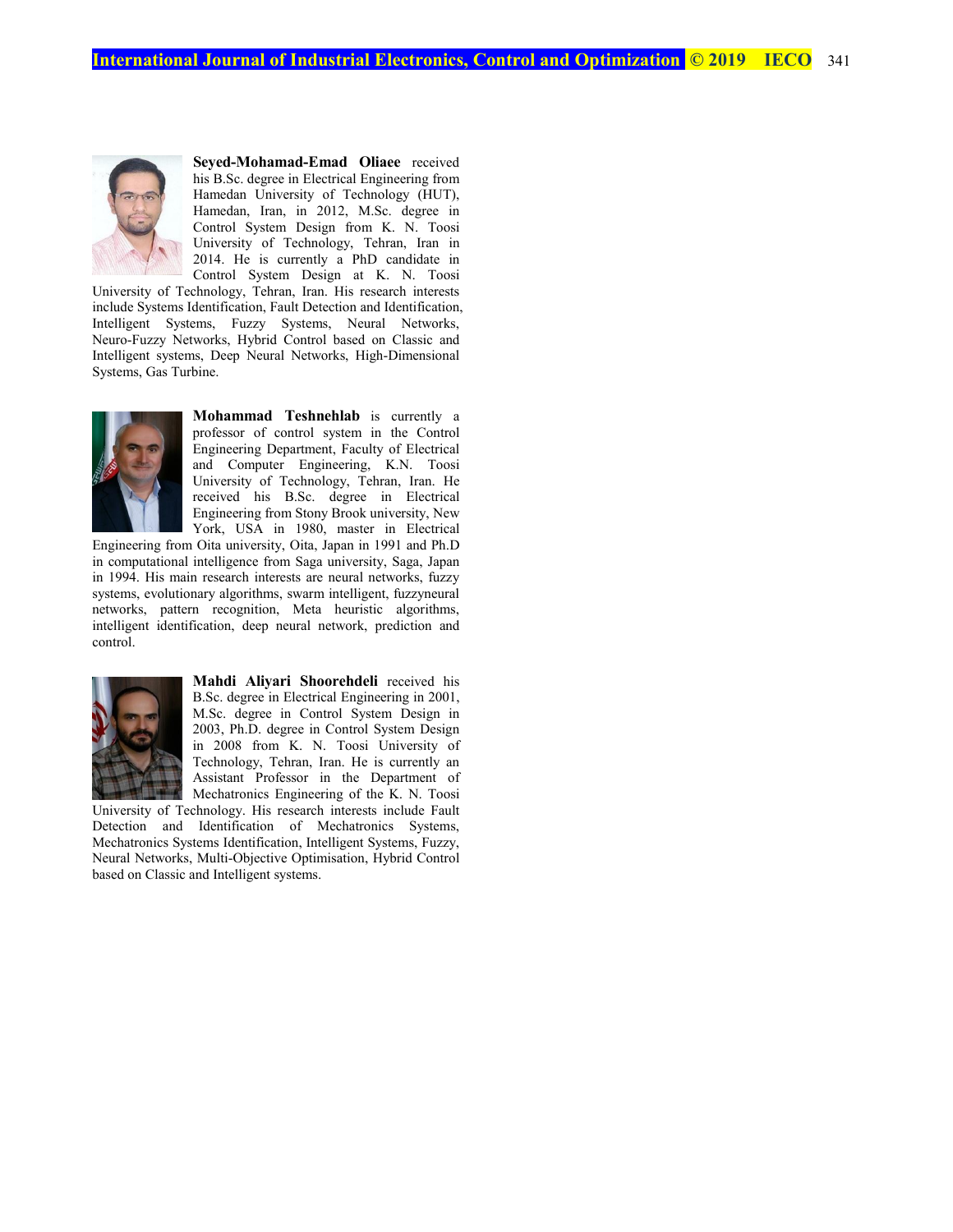**Seyed-Mohamad-Emad Oliaee** received his B.Sc. degree in Electrical Engineering from Hamedan University of Technology (HUT), Hamedan, Iran, in 2012, M.Sc. degree in Control System Design from K. N. Toosi University of Technology, Tehran, Iran in 2014. He is currently a PhD candidate in Control System Design at K. N. Toosi University of Technology, Tehran, Iran. His research interests include Systems Identification, Fault Detection and Identification, Intelligent Systems, Fuzzy Systems, Neural Networks, Neuro-Fuzzy Networks, Hybrid Control based on Classic and Intelligent systems, Deep Neural Networks, High-Dimensional Systems, Gas Turbine.

**Mohammad Teshnehlab** is currently a professor of control system in the Control Engineering Department, Faculty of Electrical and Computer Engineering, K.N. Toosi University of Technology, Tehran, Iran. He received his B.Sc. degree in Electrical Engineering from Stony Brook university, New York, USA in 1980, master in Electrical Engineering from Oita university, Oita, Japan in 1991 and Ph.D in computational intelligence from Saga university, Saga, Japan in 1994. His main research interests are neural networks, fuzzy systems, evolutionary algorithms, swarm intelligent, fuzzyneural networks, pattern recognition, Meta heuristic algorithms, intelligent identification, deep neural network, prediction and control.

**Mahdi Aliyari Shoorehdeli** received his B.Sc. degree in Electrical Engineering in 2001, M.Sc. degree in Control System Design in 2003, Ph.D. degree in Control System Design in 2008 from K. N. Toosi University of Technology, Tehran, Iran. He is currently an Assistant Professor in the Department of Mechatronics Engineering of the K. N. Toosi University of Technology. His research interests include Fault Detection and Identification of Mechatronics Systems, Mechatronics Systems Identification, Intelligent Systems, Fuzzy, Neural Networks, Multi-Objective Optimisation, Hybrid Control based on Classic and Intelligent systems.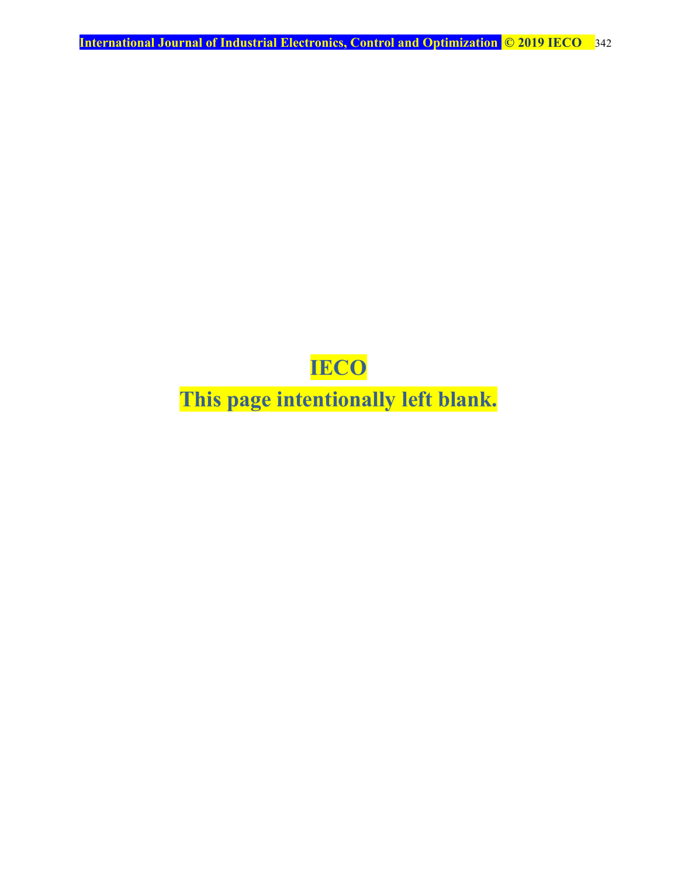IECO

This page intentionally left blank.